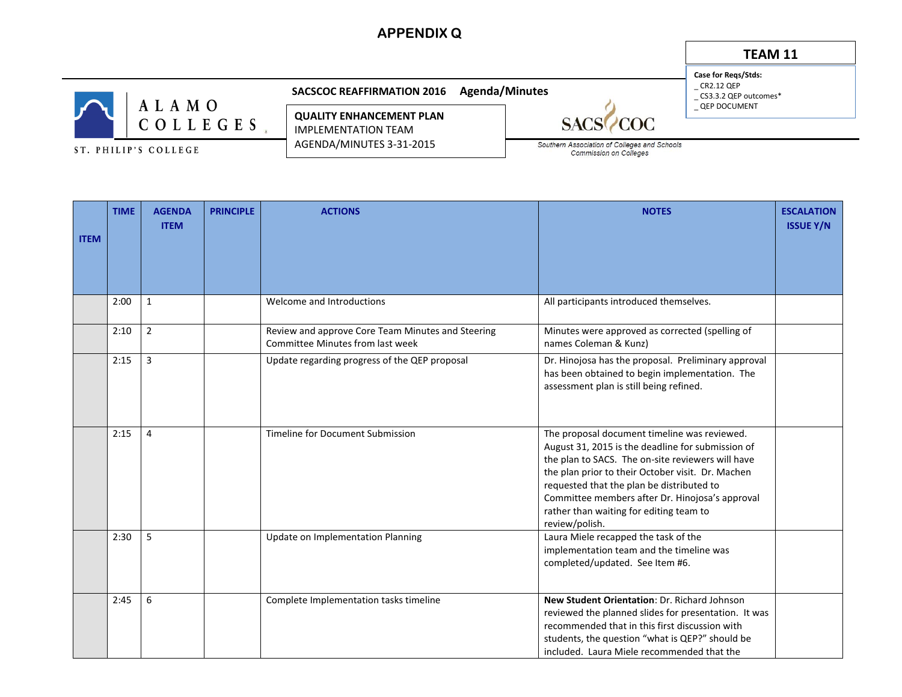# APPENDIX Q

**TEAM 11**

**Case for Reqs/Stds:**
_ CR2.12 QEP
_ CS3.3.2 QEP outcomes*
_ QEP DOCUMENT

ALAMO COLLEGES
ST. PHILIP'S COLLEGE

**SACSCOC REAFFIRMATION 2016 Agenda/Minutes**

**QUALITY ENHANCEMENT PLAN**
IMPLEMENTATION TEAM
AGENDA/MINUTES 3-31-2015

SACS COC
Southern Association of Colleges and Schools
Commission on Colleges

| ITEM | TIME | AGENDA ITEM | PRINCIPLE | ACTIONS | NOTES | ESCALATION ISSUE Y/N |
|---|---|---|---|---|---|---|
| | 2:00 | 1 | | Welcome and Introductions | All participants introduced themselves. | |
| | 2:10 | 2 | | Review and approve Core Team Minutes and Steering Committee Minutes from last week | Minutes were approved as corrected (spelling of names Coleman & Kunz) | |
| | 2:15 | 3 | | Update regarding progress of the QEP proposal | Dr. Hinojosa has the proposal. Preliminary approval has been obtained to begin implementation. The assessment plan is still being refined. | |
| | 2:15 | 4 | | Timeline for Document Submission | The proposal document timeline was reviewed. August 31, 2015 is the deadline for submission of the plan to SACS. The on-site reviewers will have the plan prior to their October visit. Dr. Machen requested that the plan be distributed to Committee members after Dr. Hinojosa's approval rather than waiting for editing team to review/polish. | |
| | 2:30 | 5 | | Update on Implementation Planning | Laura Miele recapped the task of the implementation team and the timeline was completed/updated. See Item #6. | |
| | 2:45 | 6 | | Complete Implementation tasks timeline | **New Student Orientation**: Dr. Richard Johnson reviewed the planned slides for presentation. It was recommended that in this first discussion with students, the question "what is QEP?" should be included. Laura Miele recommended that the | |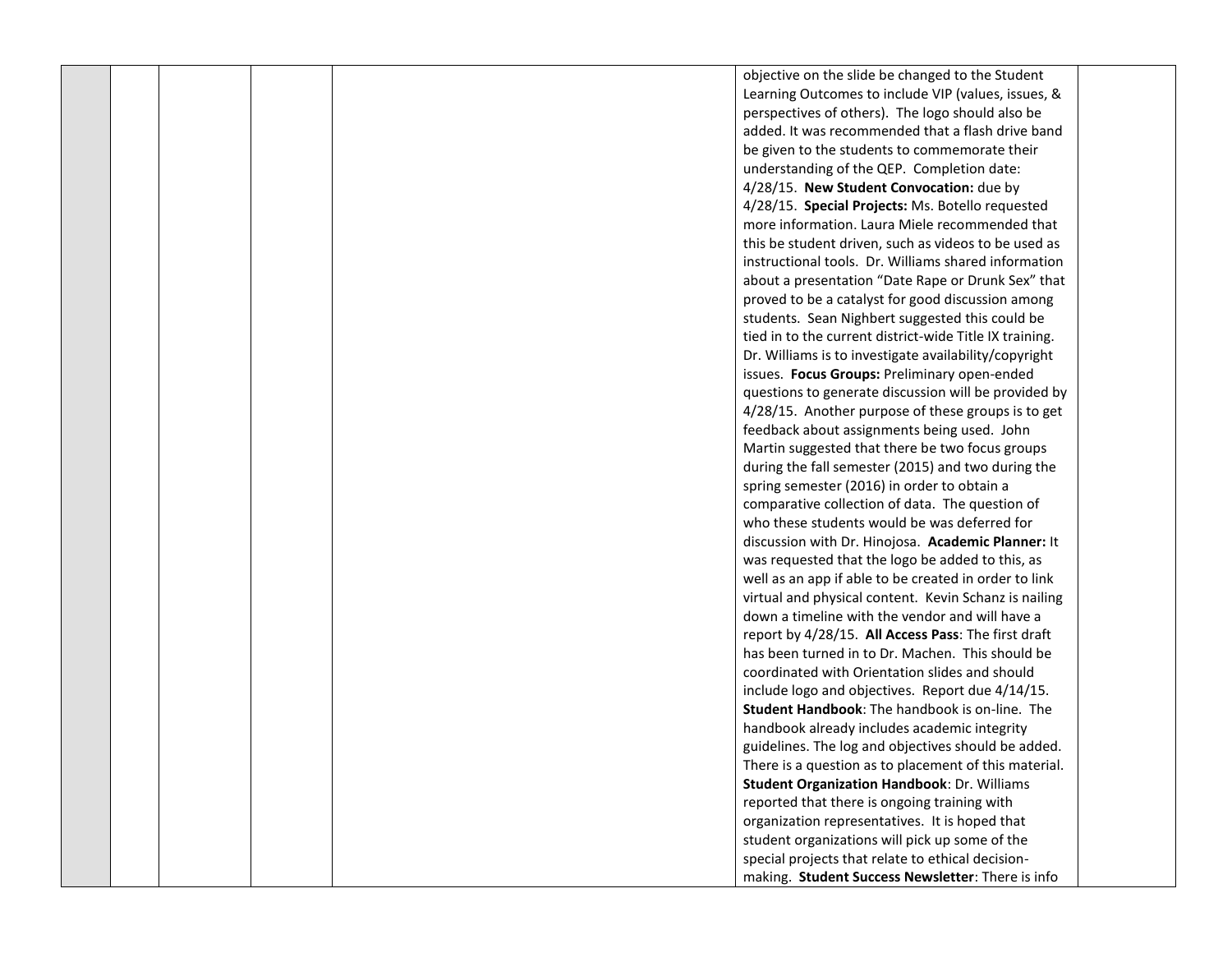| | | | | | objective on the slide be changed to the Student Learning Outcomes to include VIP (values, issues, & perspectives of others). The logo should also be added. It was recommended that a flash drive band be given to the students to commemorate their understanding of the QEP. Completion date: 4/28/15. **New Student Convocation:** due by 4/28/15. **Special Projects:** Ms. Botello requested more information. Laura Miele recommended that this be student driven, such as videos to be used as instructional tools. Dr. Williams shared information about a presentation "Date Rape or Drunk Sex" that proved to be a catalyst for good discussion among students. Sean Nighbert suggested this could be tied in to the current district-wide Title IX training. Dr. Williams is to investigate availability/copyright issues. **Focus Groups:** Preliminary open-ended questions to generate discussion will be provided by 4/28/15. Another purpose of these groups is to get feedback about assignments being used. John Martin suggested that there be two focus groups during the fall semester (2015) and two during the spring semester (2016) in order to obtain a comparative collection of data. The question of who these students would be was deferred for discussion with Dr. Hinojosa. **Academic Planner:** It was requested that the logo be added to this, as well as an app if able to be created in order to link virtual and physical content. Kevin Schanz is nailing down a timeline with the vendor and will have a report by 4/28/15. **All Access Pass**: The first draft has been turned in to Dr. Machen. This should be coordinated with Orientation slides and should include logo and objectives. Report due 4/14/15. **Student Handbook**: The handbook is on-line. The handbook already includes academic integrity guidelines. The log and objectives should be added. There is a question as to placement of this material. **Student Organization Handbook**: Dr. Williams reported that there is ongoing training with organization representatives. It is hoped that student organizations will pick up some of the special projects that relate to ethical decision-making. **Student Success Newsletter**: There is info | |
|---|---|---|---|---|---|---|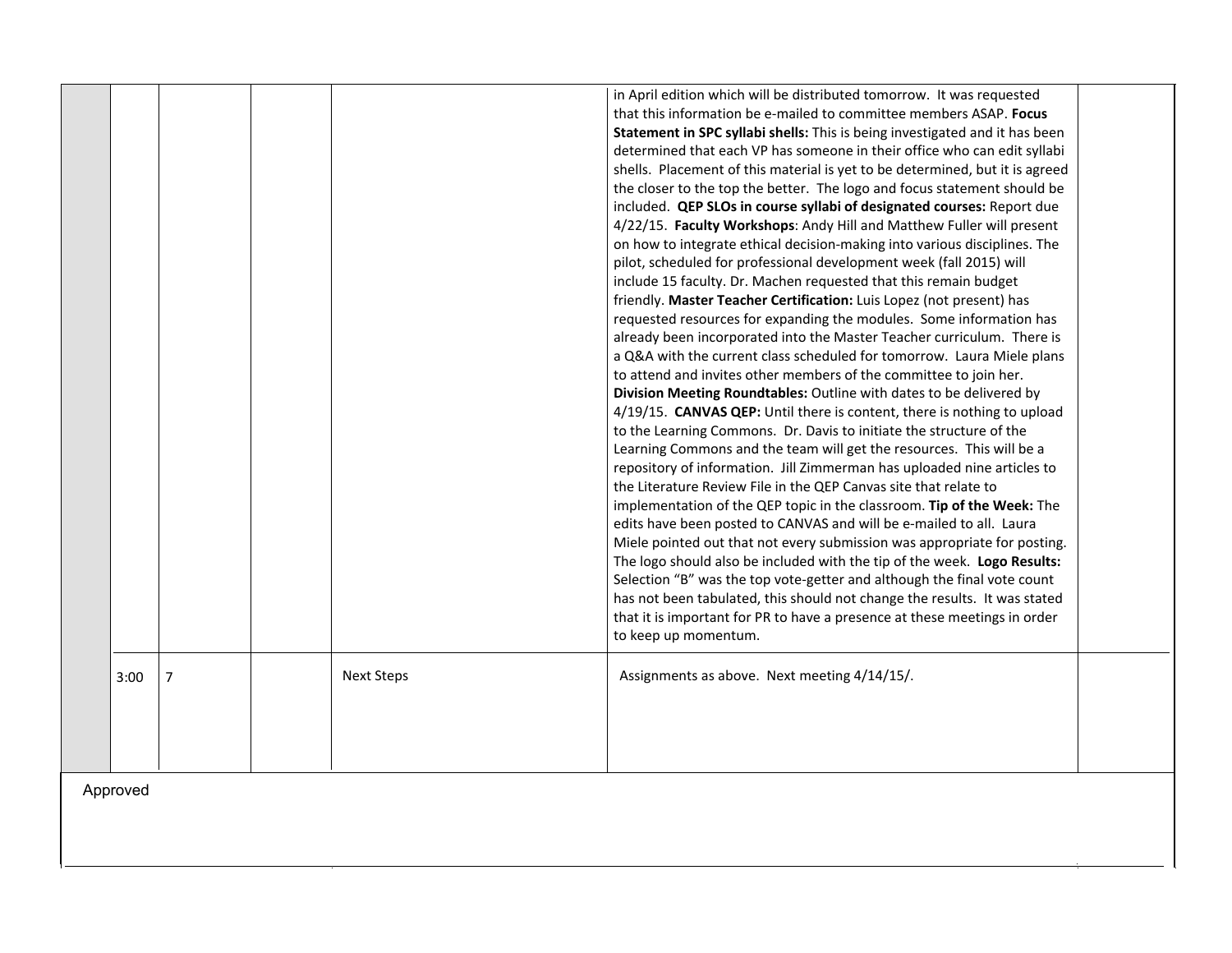| | | | | | | |
|---|---|---|---|---|---|---|
| | | | | | in April edition which will be distributed tomorrow. It was requested that this information be e-mailed to committee members ASAP. **Focus Statement in SPC syllabi shells:** This is being investigated and it has been determined that each VP has someone in their office who can edit syllabi shells. Placement of this material is yet to be determined, but it is agreed the closer to the top the better. The logo and focus statement should be included. **QEP SLOs in course syllabi of designated courses:** Report due 4/22/15. **Faculty Workshops**: Andy Hill and Matthew Fuller will present on how to integrate ethical decision-making into various disciplines. The pilot, scheduled for professional development week (fall 2015) will include 15 faculty. Dr. Machen requested that this remain budget friendly. **Master Teacher Certification:** Luis Lopez (not present) has requested resources for expanding the modules. Some information has already been incorporated into the Master Teacher curriculum. There is a Q&A with the current class scheduled for tomorrow. Laura Miele plans to attend and invites other members of the committee to join her. **Division Meeting Roundtables:** Outline with dates to be delivered by 4/19/15. **CANVAS QEP:** Until there is content, there is nothing to upload to the Learning Commons. Dr. Davis to initiate the structure of the Learning Commons and the team will get the resources. This will be a repository of information. Jill Zimmerman has uploaded nine articles to the Literature Review File in the QEP Canvas site that relate to implementation of the QEP topic in the classroom. **Tip of the Week:** The edits have been posted to CANVAS and will be e-mailed to all. Laura Miele pointed out that not every submission was appropriate for posting. The logo should also be included with the tip of the week. **Logo Results:** Selection "B" was the top vote-getter and although the final vote count has not been tabulated, this should not change the results. It was stated that it is important for PR to have a presence at these meetings in order to keep up momentum. | |
| | 3:00 | 7 | | Next Steps | Assignments as above. Next meeting 4/14/15/. | |

Approved